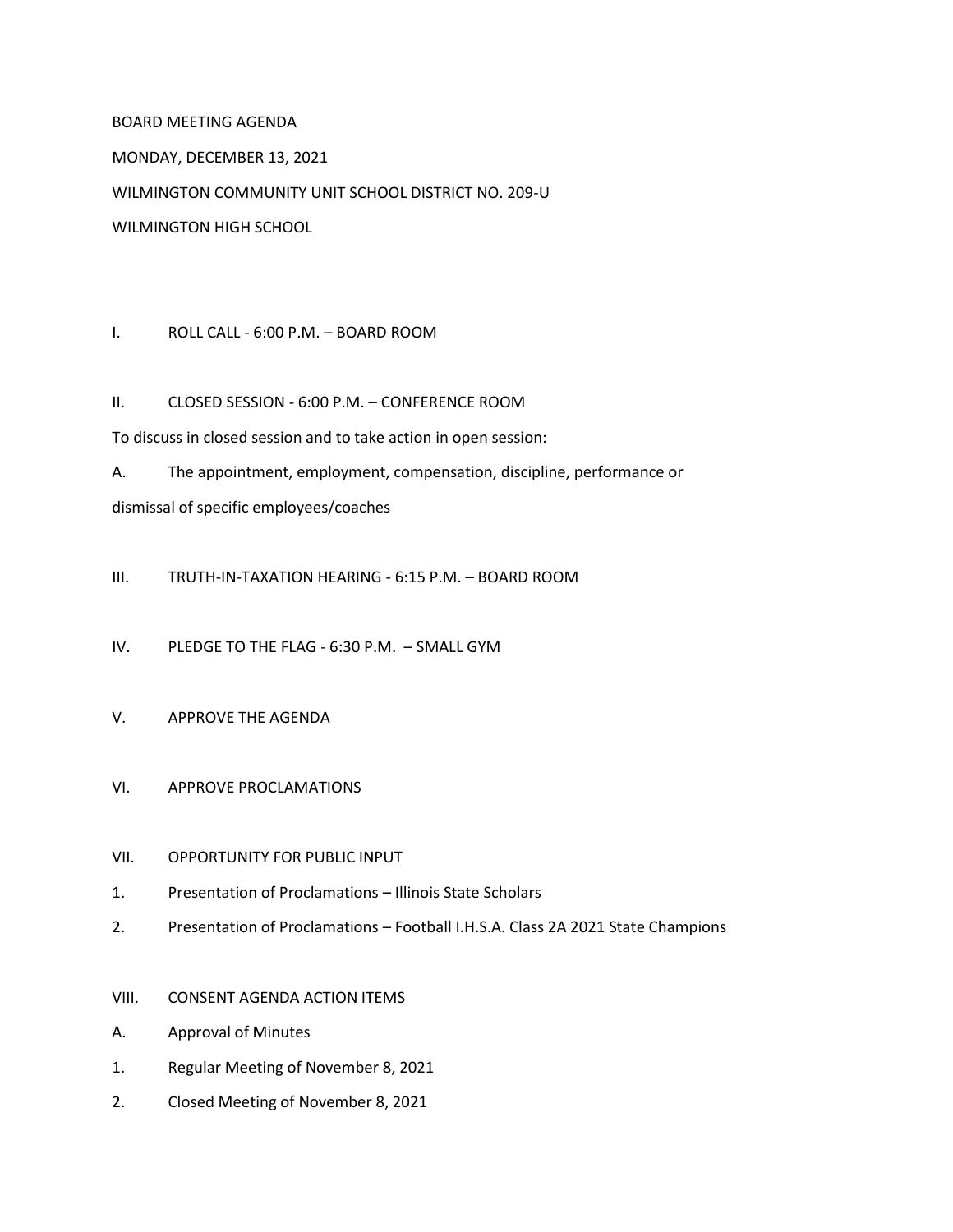BOARD MEETING AGENDA

MONDAY, DECEMBER 13, 2021

WILMINGTON COMMUNITY UNIT SCHOOL DISTRICT NO. 209-U

WILMINGTON HIGH SCHOOL

I. ROLL CALL - 6:00 P.M. – BOARD ROOM

II. CLOSED SESSION - 6:00 P.M. – CONFERENCE ROOM

To discuss in closed session and to take action in open session:

A. The appointment, employment, compensation, discipline, performance or dismissal of specific employees/coaches

III. TRUTH-IN-TAXATION HEARING - 6:15 P.M. – BOARD ROOM

IV. PLEDGE TO THE FLAG - 6:30 P.M. – SMALL GYM

V. APPROVE THE AGENDA

VI. APPROVE PROCLAMATIONS

VII. OPPORTUNITY FOR PUBLIC INPUT

1. Presentation of Proclamations – Illinois State Scholars
2. Presentation of Proclamations – Football I.H.S.A. Class 2A 2021 State Champions

VIII. CONSENT AGENDA ACTION ITEMS

A. Approval of Minutes

1. Regular Meeting of November 8, 2021
2. Closed Meeting of November 8, 2021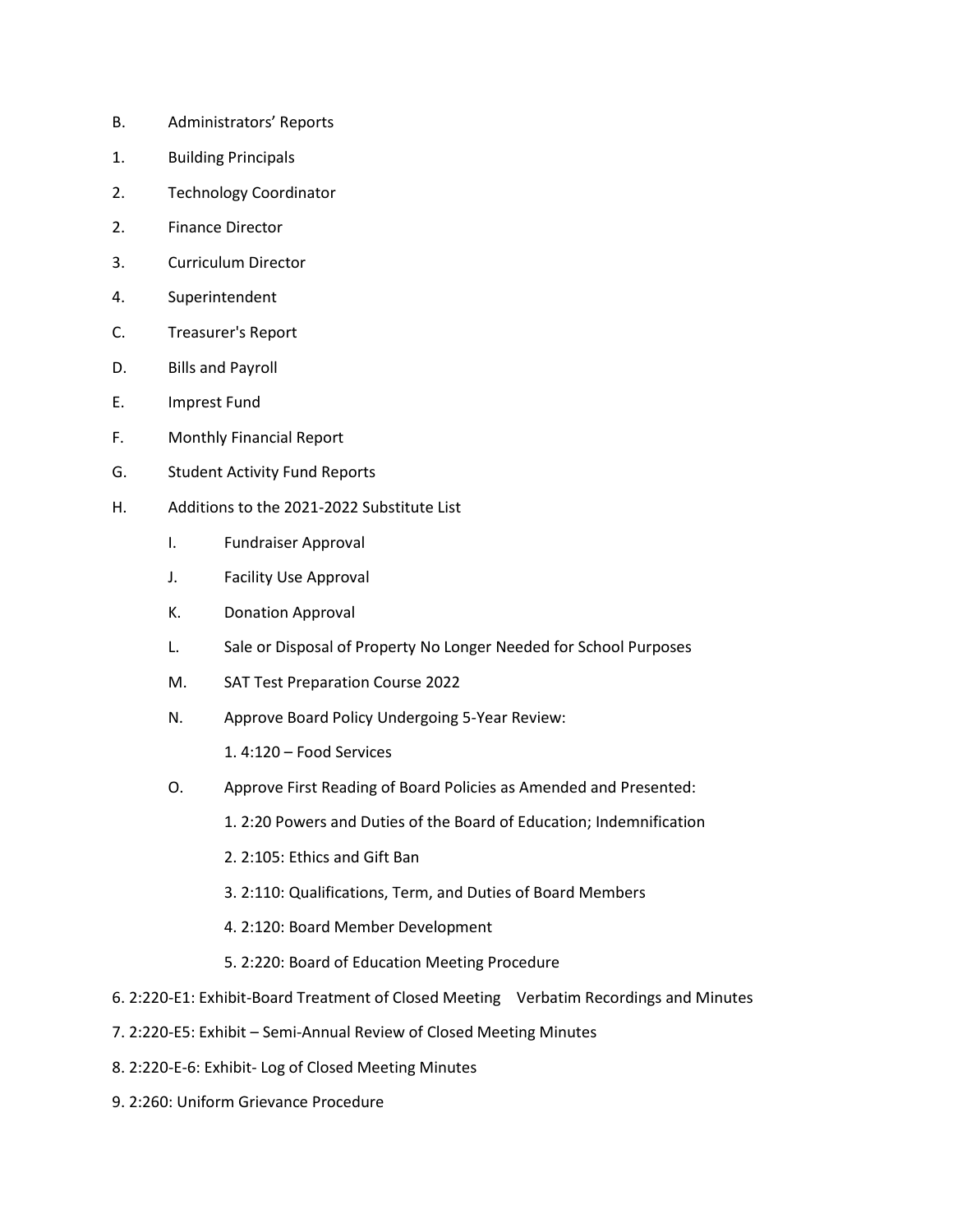B. Administrators' Reports

1. Building Principals

2. Technology Coordinator

2. Finance Director

3. Curriculum Director

4. Superintendent

C. Treasurer's Report

D. Bills and Payroll

E. Imprest Fund

F. Monthly Financial Report

G. Student Activity Fund Reports

H. Additions to the 2021-2022 Substitute List

   I. Fundraiser Approval

   J. Facility Use Approval

   K. Donation Approval

   L. Sale or Disposal of Property No Longer Needed for School Purposes

   M. SAT Test Preparation Course 2022

   N. Approve Board Policy Undergoing 5-Year Review:

      1. 4:120 – Food Services

   O. Approve First Reading of Board Policies as Amended and Presented:

      1. 2:20 Powers and Duties of the Board of Education; Indemnification

      2. 2:105: Ethics and Gift Ban

      3. 2:110: Qualifications, Term, and Duties of Board Members

      4. 2:120: Board Member Development

      5. 2:220: Board of Education Meeting Procedure

6. 2:220-E1: Exhibit-Board Treatment of Closed Meeting Verbatim Recordings and Minutes

7. 2:220-E5: Exhibit – Semi-Annual Review of Closed Meeting Minutes

8. 2:220-E-6: Exhibit- Log of Closed Meeting Minutes

9. 2:260: Uniform Grievance Procedure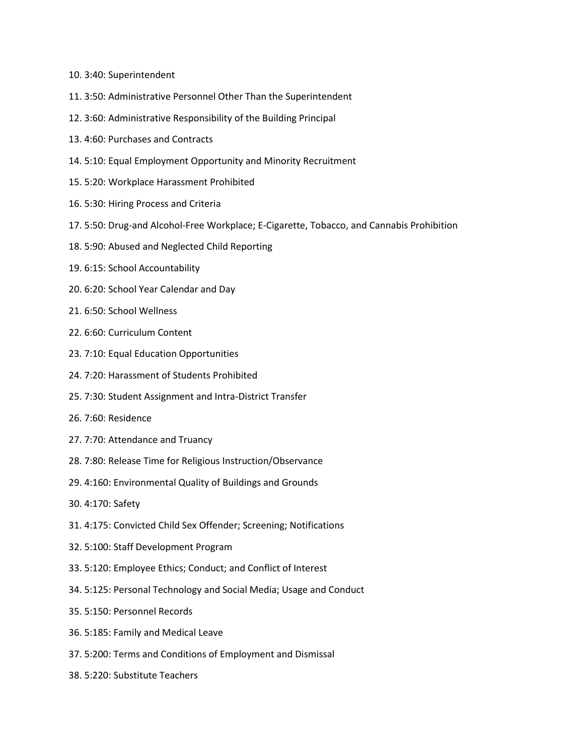10. 3:40: Superintendent
11. 3:50: Administrative Personnel Other Than the Superintendent
12. 3:60: Administrative Responsibility of the Building Principal
13. 4:60: Purchases and Contracts
14. 5:10: Equal Employment Opportunity and Minority Recruitment
15. 5:20: Workplace Harassment Prohibited
16. 5:30: Hiring Process and Criteria
17. 5:50: Drug-and Alcohol-Free Workplace; E-Cigarette, Tobacco, and Cannabis Prohibition
18. 5:90: Abused and Neglected Child Reporting
19. 6:15: School Accountability
20. 6:20: School Year Calendar and Day
21. 6:50: School Wellness
22. 6:60: Curriculum Content
23. 7:10: Equal Education Opportunities
24. 7:20: Harassment of Students Prohibited
25. 7:30: Student Assignment and Intra-District Transfer
26. 7:60: Residence
27. 7:70: Attendance and Truancy
28. 7:80: Release Time for Religious Instruction/Observance
29. 4:160: Environmental Quality of Buildings and Grounds
30. 4:170: Safety
31. 4:175: Convicted Child Sex Offender; Screening; Notifications
32. 5:100: Staff Development Program
33. 5:120: Employee Ethics; Conduct; and Conflict of Interest
34. 5:125: Personal Technology and Social Media; Usage and Conduct
35. 5:150: Personnel Records
36. 5:185: Family and Medical Leave
37. 5:200: Terms and Conditions of Employment and Dismissal
38. 5:220: Substitute Teachers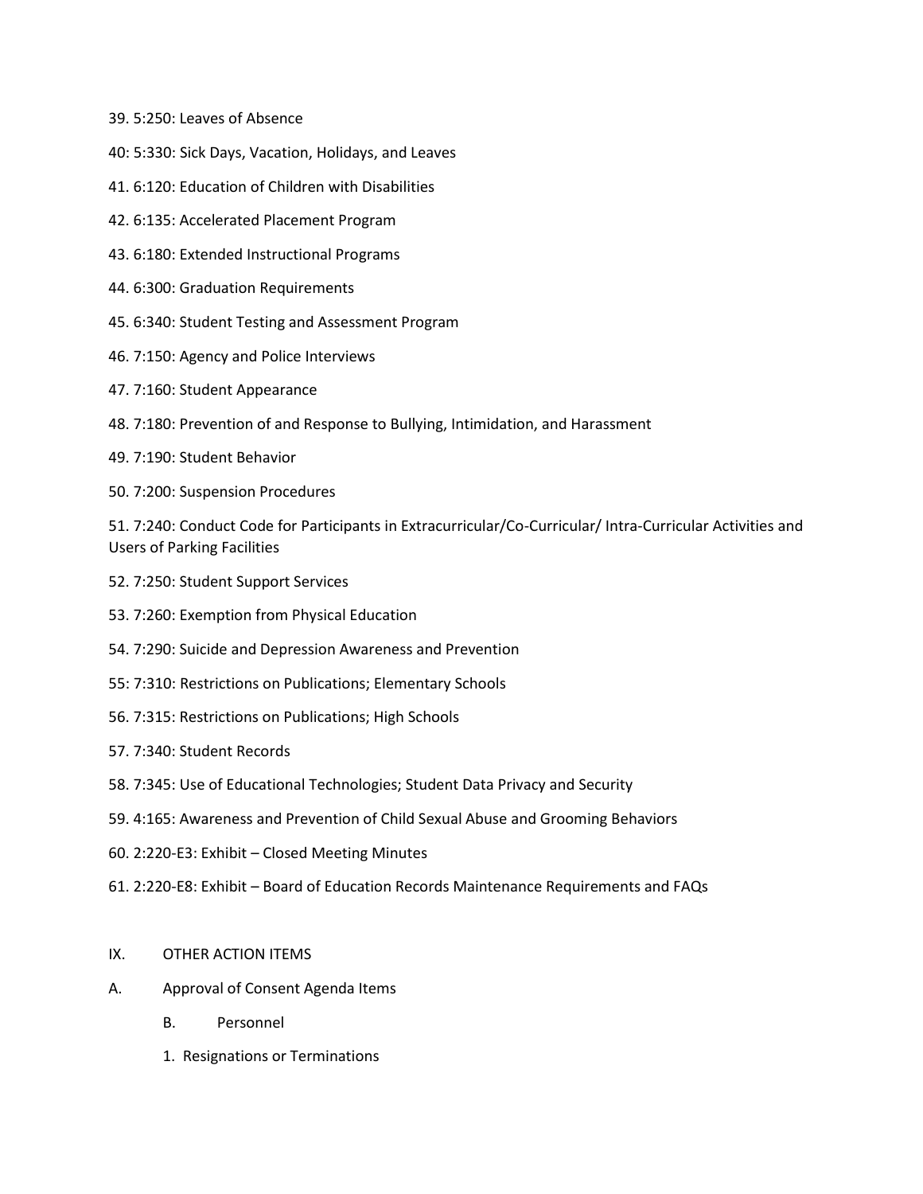39. 5:250: Leaves of Absence

40: 5:330: Sick Days, Vacation, Holidays, and Leaves

41. 6:120: Education of Children with Disabilities

42. 6:135: Accelerated Placement Program

43. 6:180: Extended Instructional Programs

44. 6:300: Graduation Requirements

45. 6:340: Student Testing and Assessment Program

46. 7:150: Agency and Police Interviews

47. 7:160: Student Appearance

48. 7:180: Prevention of and Response to Bullying, Intimidation, and Harassment

49. 7:190: Student Behavior

50. 7:200: Suspension Procedures

51. 7:240: Conduct Code for Participants in Extracurricular/Co-Curricular/ Intra-Curricular Activities and Users of Parking Facilities

52. 7:250: Student Support Services

53. 7:260: Exemption from Physical Education

54. 7:290: Suicide and Depression Awareness and Prevention

55: 7:310: Restrictions on Publications; Elementary Schools

56. 7:315: Restrictions on Publications; High Schools

57. 7:340: Student Records

58. 7:345: Use of Educational Technologies; Student Data Privacy and Security

59. 4:165: Awareness and Prevention of Child Sexual Abuse and Grooming Behaviors

60. 2:220-E3: Exhibit – Closed Meeting Minutes

61. 2:220-E8: Exhibit – Board of Education Records Maintenance Requirements and FAQs

IX. OTHER ACTION ITEMS

A. Approval of Consent Agenda Items

B. Personnel

1. Resignations or Terminations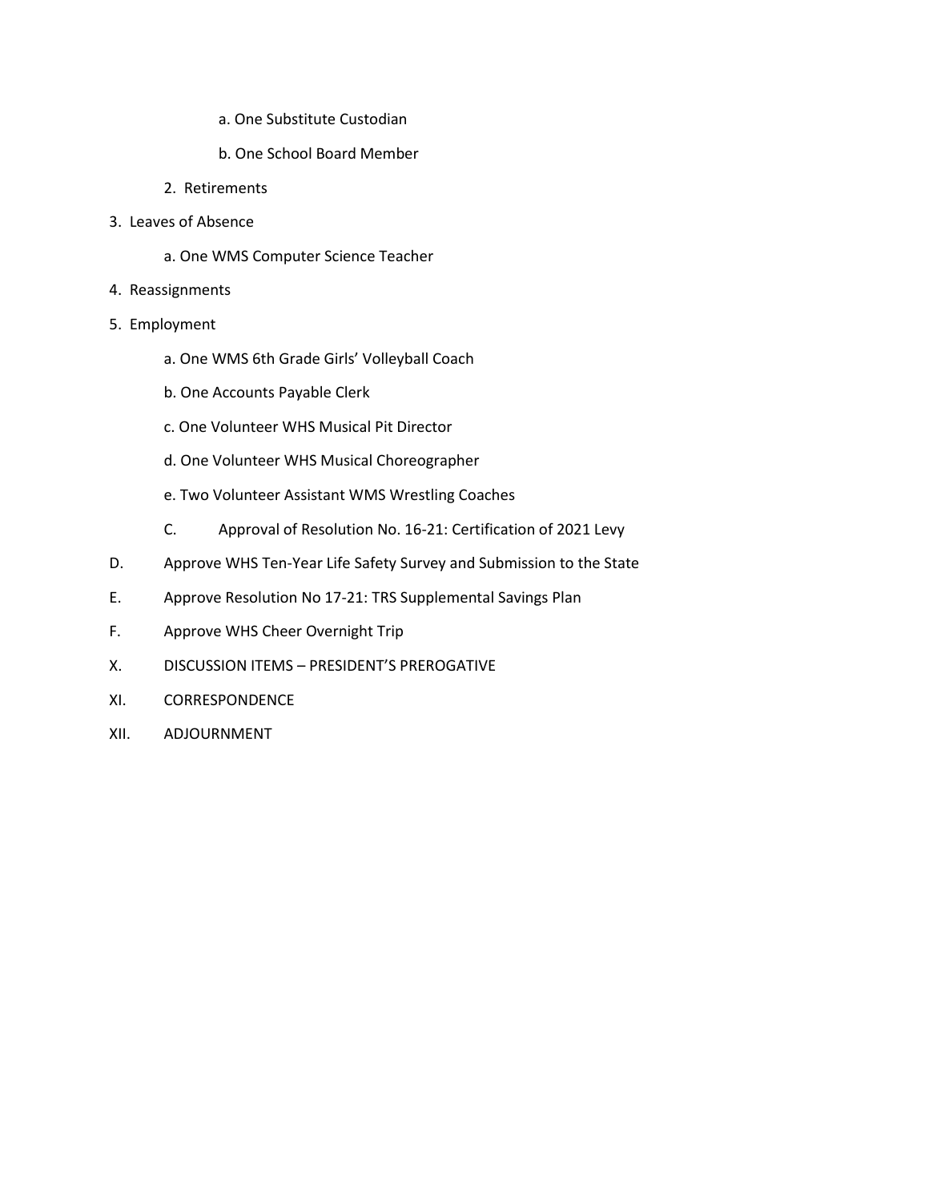a. One Substitute Custodian

b. One School Board Member

2. Retirements

3. Leaves of Absence

a. One WMS Computer Science Teacher

4. Reassignments

5. Employment

a. One WMS 6th Grade Girls' Volleyball Coach

b. One Accounts Payable Clerk

c. One Volunteer WHS Musical Pit Director

d. One Volunteer WHS Musical Choreographer

e. Two Volunteer Assistant WMS Wrestling Coaches

C. Approval of Resolution No. 16-21: Certification of 2021 Levy

D. Approve WHS Ten-Year Life Safety Survey and Submission to the State

E. Approve Resolution No 17-21: TRS Supplemental Savings Plan

F. Approve WHS Cheer Overnight Trip

X. DISCUSSION ITEMS – PRESIDENT'S PREROGATIVE

XI. CORRESPONDENCE

XII. ADJOURNMENT